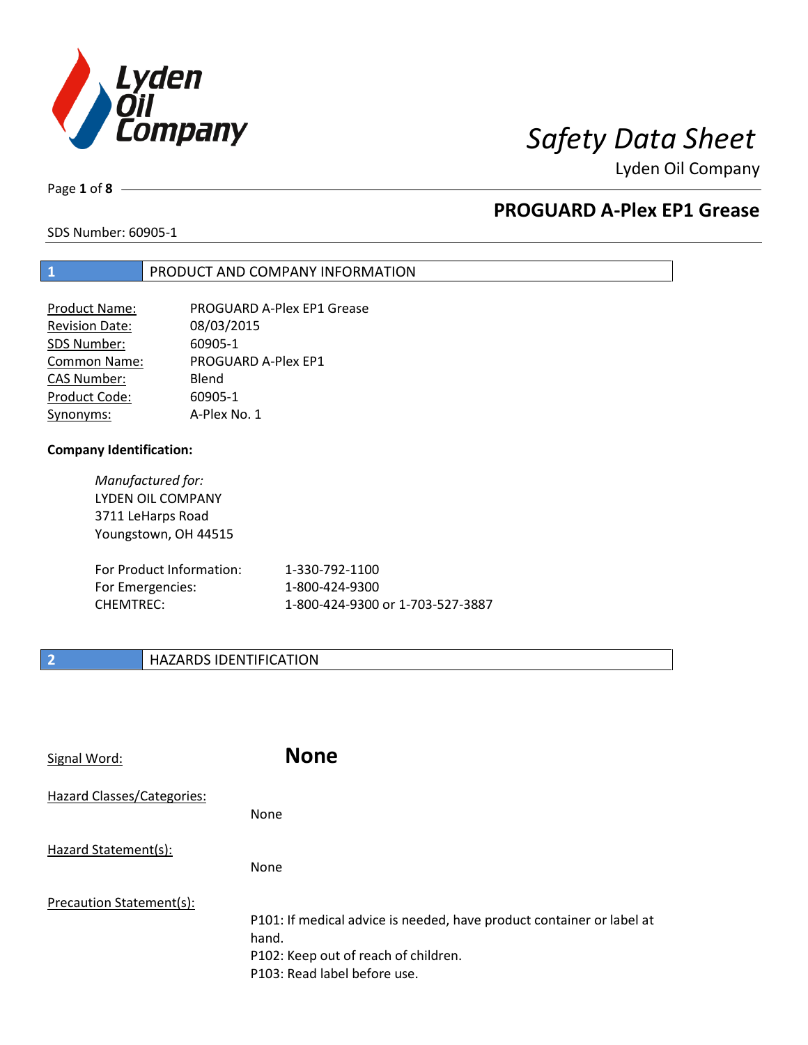# Safety Data Sheet

Lyden Oil Company

## PROGUARD A-Plex EP1 Grease

SDS Number: 60905-1

## 1 PRODUCT AND COMPANY INFORMATION

| | |
|---|---|
| Product Name: | PROGUARD A-Plex EP1 Grease |
| Revision Date: | 08/03/2015 |
| SDS Number: | 60905-1 |
| Common Name: | PROGUARD A-Plex EP1 |
| CAS Number: | Blend |
| Product Code: | 60905-1 |
| Synonyms: | A-Plex No. 1 |

**Company Identification:**

*Manufactured for:*
LYDEN OIL COMPANY
3711 LeHarps Road
Youngstown, OH 44515

| | |
|---|---|
| For Product Information: | 1-330-792-1100 |
| For Emergencies: | 1-800-424-9300 |
| CHEMTREC: | 1-800-424-9300 or 1-703-527-3887 |

## 2 HAZARDS IDENTIFICATION

Signal Word: **None**

Hazard Classes/Categories:

None

Hazard Statement(s):

None

Precaution Statement(s):

P101: If medical advice is needed, have product container or label at hand.
P102: Keep out of reach of children.
P103: Read label before use.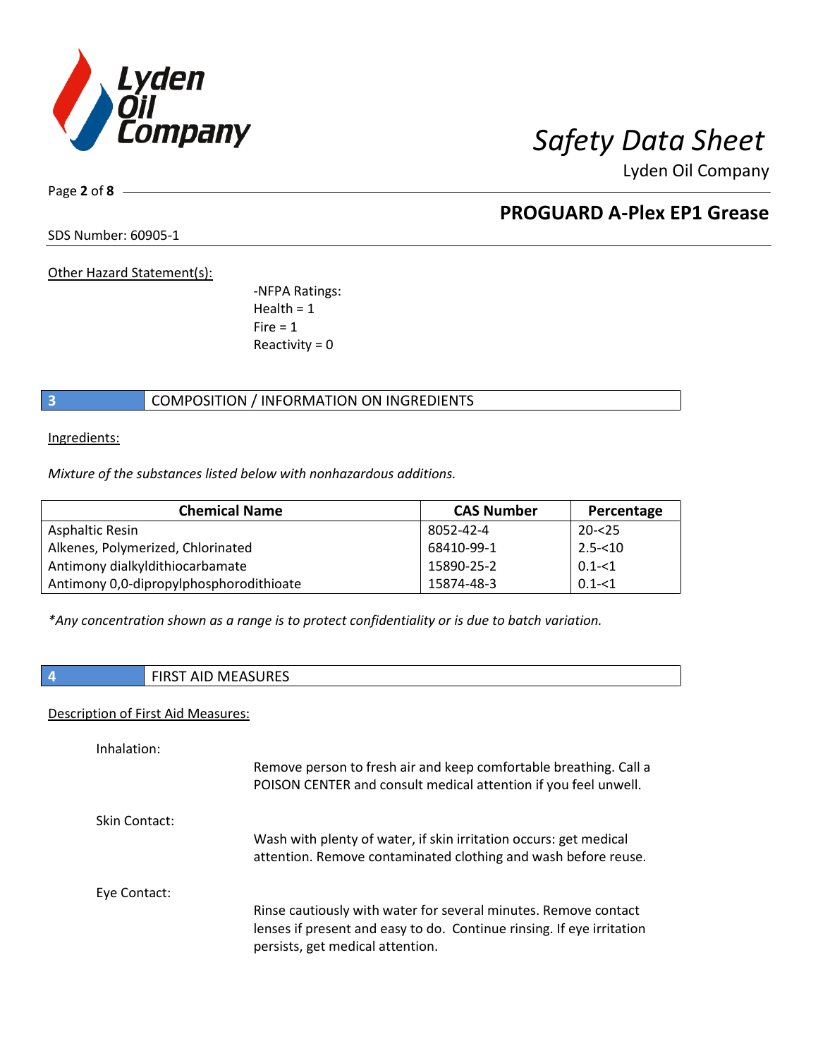Other Hazard Statement(s):

-NFPA Ratings:
Health = 1
Fire = 1
Reactivity = 0

## 3 COMPOSITION / INFORMATION ON INGREDIENTS

Ingredients:

*Mixture of the substances listed below with nonhazardous additions.*

| Chemical Name | CAS Number | Percentage |
|---|---|---|
| Asphaltic Resin | 8052-42-4 | 20-<25 |
| Alkenes, Polymerized, Chlorinated | 68410-99-1 | 2.5-<10 |
| Antimony dialkyldithiocarbamate | 15890-25-2 | 0.1-<1 |
| Antimony 0,0-dipropylphosphorodithioate | 15874-48-3 | 0.1-<1 |

*\*Any concentration shown as a range is to protect confidentiality or is due to batch variation.*

## 4 FIRST AID MEASURES

Description of First Aid Measures:

Inhalation:

Remove person to fresh air and keep comfortable breathing. Call a POISON CENTER and consult medical attention if you feel unwell.

Skin Contact:

Wash with plenty of water, if skin irritation occurs: get medical attention. Remove contaminated clothing and wash before reuse.

Eye Contact:

Rinse cautiously with water for several minutes. Remove contact lenses if present and easy to do. Continue rinsing. If eye irritation persists, get medical attention.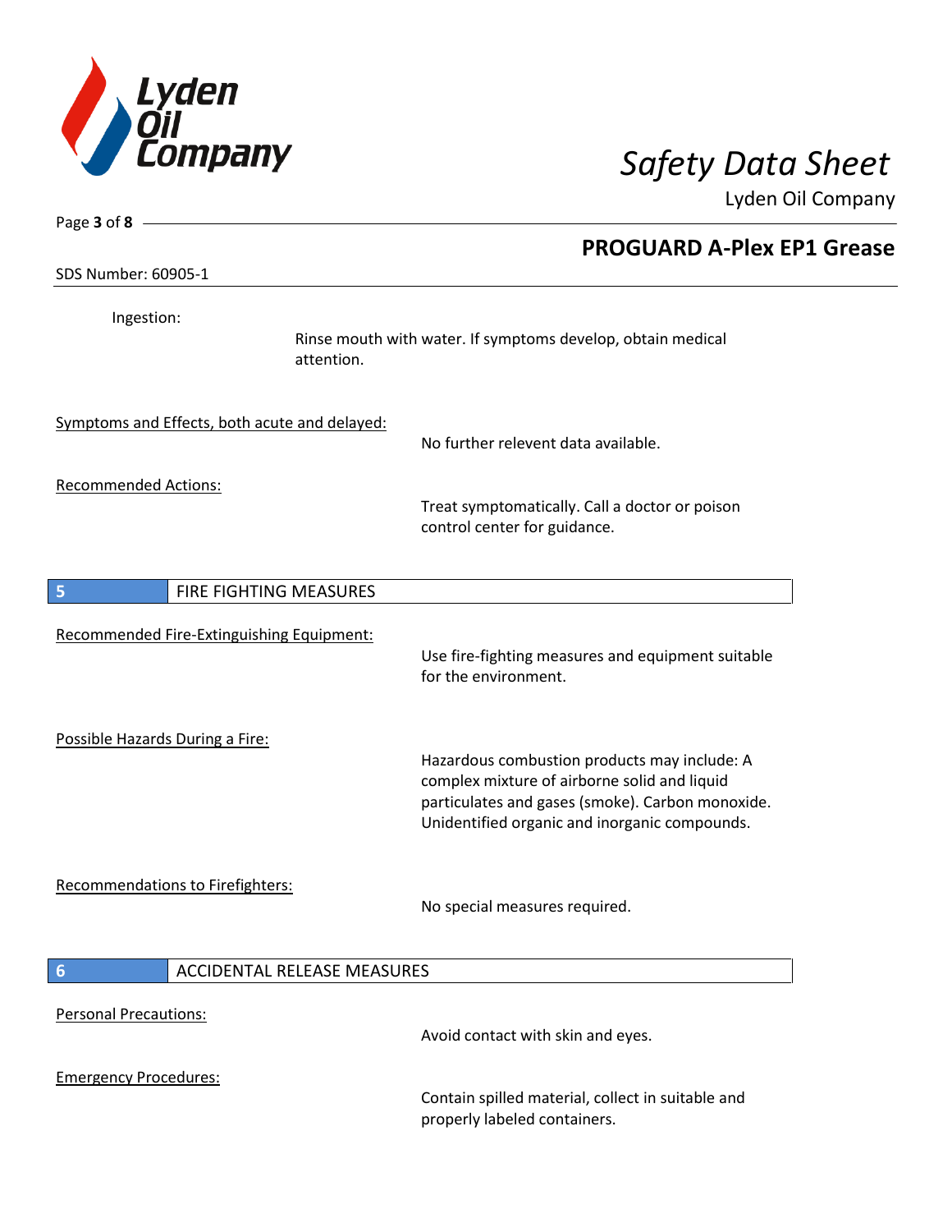Ingestion:

Rinse mouth with water. If symptoms develop, obtain medical attention.

Symptoms and Effects, both acute and delayed:

No further relevent data available.

Recommended Actions:

Treat symptomatically. Call a doctor or poison control center for guidance.

## 5 FIRE FIGHTING MEASURES

Recommended Fire-Extinguishing Equipment:

Use fire-fighting measures and equipment suitable for the environment.

Possible Hazards During a Fire:

Hazardous combustion products may include: A complex mixture of airborne solid and liquid particulates and gases (smoke). Carbon monoxide. Unidentified organic and inorganic compounds.

Recommendations to Firefighters:

No special measures required.

## 6 ACCIDENTAL RELEASE MEASURES

Personal Precautions:

Avoid contact with skin and eyes.

Emergency Procedures:

Contain spilled material, collect in suitable and properly labeled containers.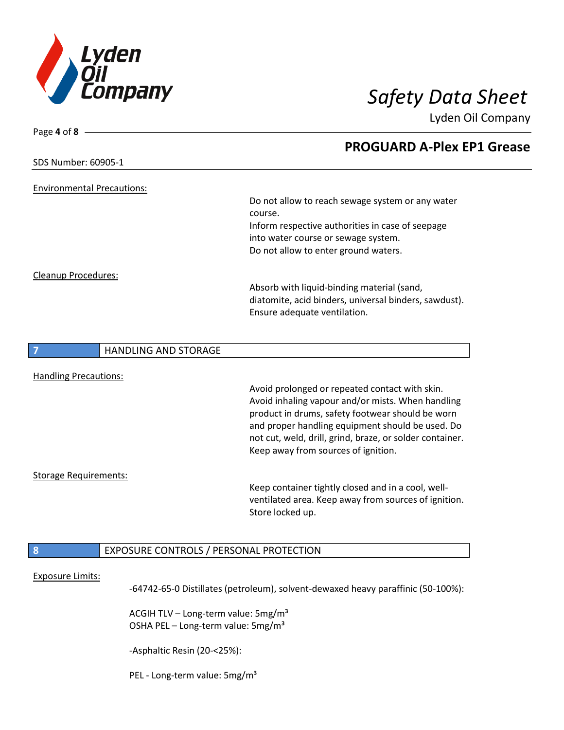Environmental Precautions:

Do not allow to reach sewage system or any water course.
Inform respective authorities in case of seepage into water course or sewage system.
Do not allow to enter ground waters.

Cleanup Procedures:

Absorb with liquid-binding material (sand, diatomite, acid binders, universal binders, sawdust). Ensure adequate ventilation.

## 7 HANDLING AND STORAGE

Handling Precautions:

Avoid prolonged or repeated contact with skin. Avoid inhaling vapour and/or mists. When handling product in drums, safety footwear should be worn and proper handling equipment should be used. Do not cut, weld, drill, grind, braze, or solder container. Keep away from sources of ignition.

Storage Requirements:

Keep container tightly closed and in a cool, well-ventilated area. Keep away from sources of ignition. Store locked up.

## 8 EXPOSURE CONTROLS / PERSONAL PROTECTION

Exposure Limits:

-64742-65-0 Distillates (petroleum), solvent-dewaxed heavy paraffinic (50-100%):

ACGIH TLV – Long-term value: 5mg/m³
OSHA PEL – Long-term value: 5mg/m³

-Asphaltic Resin (20-<25%):

PEL - Long-term value: 5mg/m³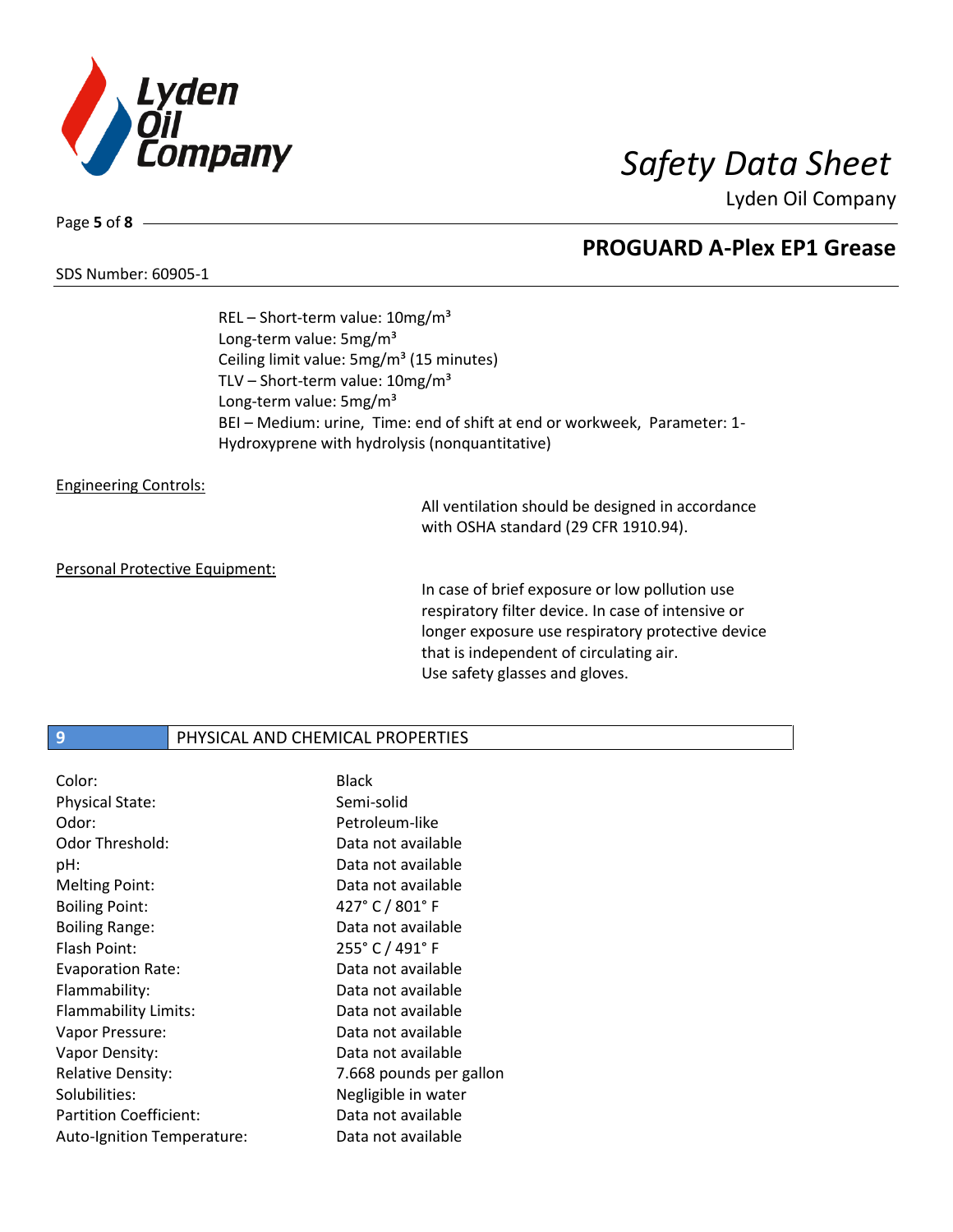REL – Short-term value: 10mg/m³
Long-term value: 5mg/m³
Ceiling limit value: 5mg/m³ (15 minutes)
TLV – Short-term value: 10mg/m³
Long-term value: 5mg/m³
BEI – Medium: urine, Time: end of shift at end or workweek, Parameter: 1-Hydroxyprene with hydrolysis (nonquantitative)

Engineering Controls:

All ventilation should be designed in accordance with OSHA standard (29 CFR 1910.94).

Personal Protective Equipment:

In case of brief exposure or low pollution use respiratory filter device. In case of intensive or longer exposure use respiratory protective device that is independent of circulating air.
Use safety glasses and gloves.

## 9 PHYSICAL AND CHEMICAL PROPERTIES

| | |
|---|---|
| Color: | Black |
| Physical State: | Semi-solid |
| Odor: | Petroleum-like |
| Odor Threshold: | Data not available |
| pH: | Data not available |
| Melting Point: | Data not available |
| Boiling Point: | 427° C / 801° F |
| Boiling Range: | Data not available |
| Flash Point: | 255° C / 491° F |
| Evaporation Rate: | Data not available |
| Flammability: | Data not available |
| Flammability Limits: | Data not available |
| Vapor Pressure: | Data not available |
| Vapor Density: | Data not available |
| Relative Density: | 7.668 pounds per gallon |
| Solubilities: | Negligible in water |
| Partition Coefficient: | Data not available |
| Auto-Ignition Temperature: | Data not available |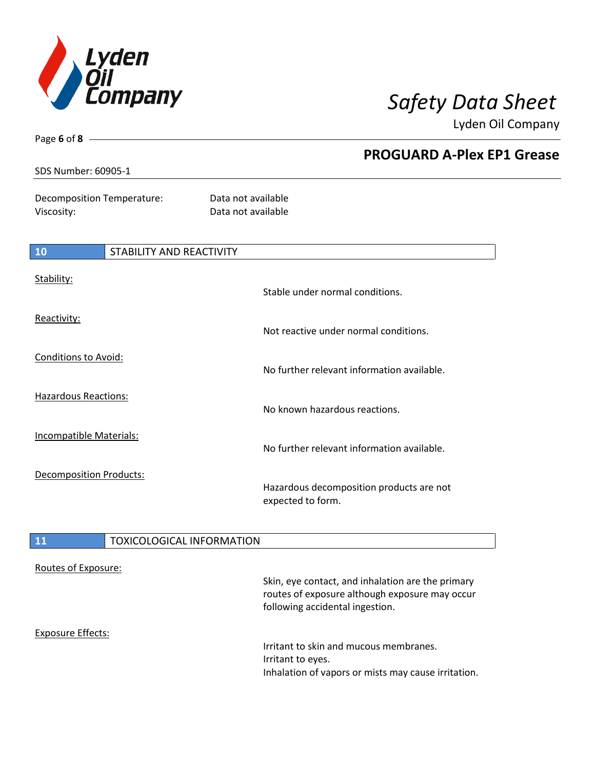| | |
|---|---|
| Decomposition Temperature: | Data not available |
| Viscosity: | Data not available |

## 10 STABILITY AND REACTIVITY

Stability:

Stable under normal conditions.

Reactivity:

Not reactive under normal conditions.

Conditions to Avoid:

No further relevant information available.

Hazardous Reactions:

No known hazardous reactions.

Incompatible Materials:

No further relevant information available.

Decomposition Products:

Hazardous decomposition products are not expected to form.

## 11 TOXICOLOGICAL INFORMATION

Routes of Exposure:

Skin, eye contact, and inhalation are the primary routes of exposure although exposure may occur following accidental ingestion.

Exposure Effects:

Irritant to skin and mucous membranes.
Irritant to eyes.
Inhalation of vapors or mists may cause irritation.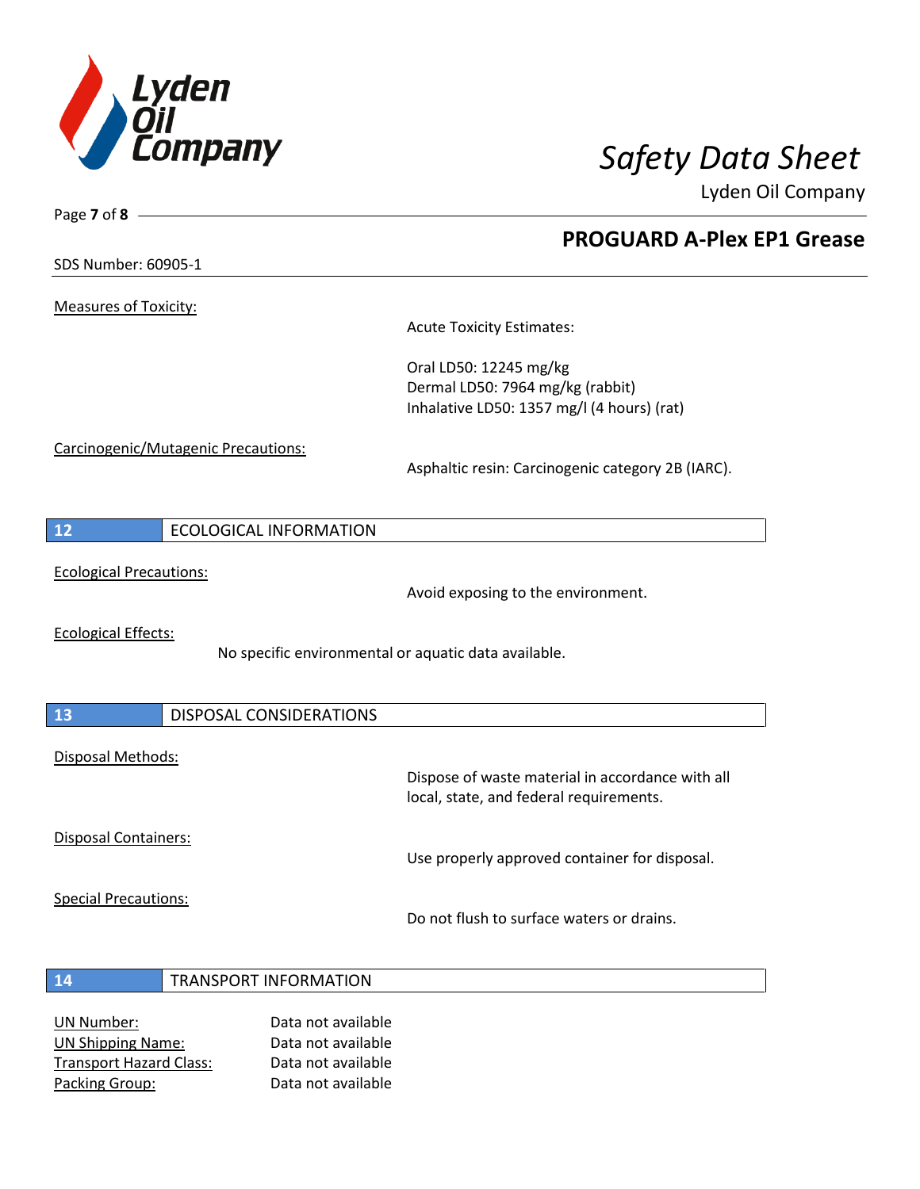Measures of Toxicity:

Acute Toxicity Estimates:

Oral LD50: 12245 mg/kg
Dermal LD50: 7964 mg/kg (rabbit)
Inhalative LD50: 1357 mg/l (4 hours) (rat)

Carcinogenic/Mutagenic Precautions:

Asphaltic resin: Carcinogenic category 2B (IARC).

## 12 ECOLOGICAL INFORMATION

Ecological Precautions:

Avoid exposing to the environment.

Ecological Effects:

No specific environmental or aquatic data available.

## 13 DISPOSAL CONSIDERATIONS

Disposal Methods:

Dispose of waste material in accordance with all local, state, and federal requirements.

Disposal Containers:

Use properly approved container for disposal.

Special Precautions:

Do not flush to surface waters or drains.

## 14 TRANSPORT INFORMATION

| | |
|---|---|
| UN Number: | Data not available |
| UN Shipping Name: | Data not available |
| Transport Hazard Class: | Data not available |
| Packing Group: | Data not available |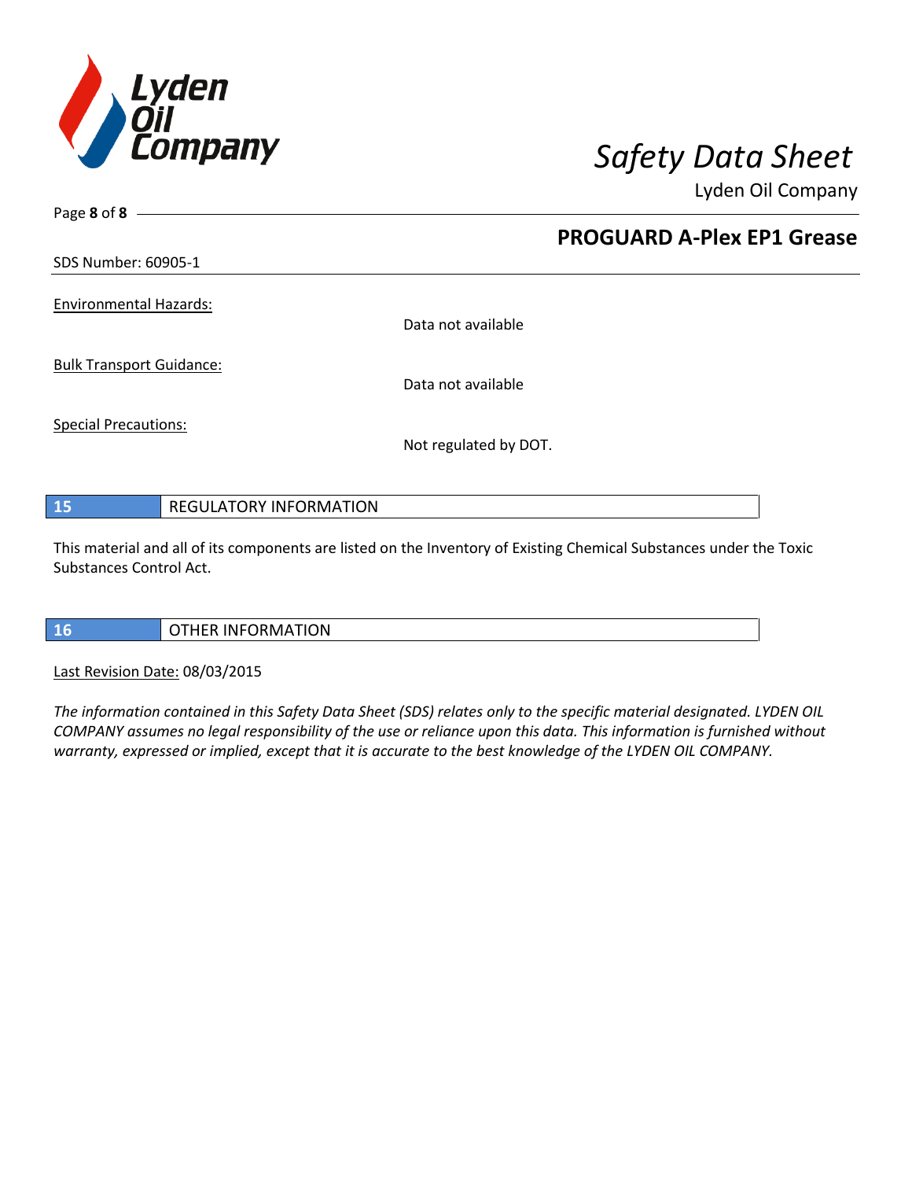Environmental Hazards:

Data not available

Bulk Transport Guidance:

Data not available

Special Precautions:

Not regulated by DOT.

## 15 REGULATORY INFORMATION

This material and all of its components are listed on the Inventory of Existing Chemical Substances under the Toxic Substances Control Act.

## 16 OTHER INFORMATION

Last Revision Date: 08/03/2015

*The information contained in this Safety Data Sheet (SDS) relates only to the specific material designated. LYDEN OIL COMPANY assumes no legal responsibility of the use or reliance upon this data. This information is furnished without warranty, expressed or implied, except that it is accurate to the best knowledge of the LYDEN OIL COMPANY.*